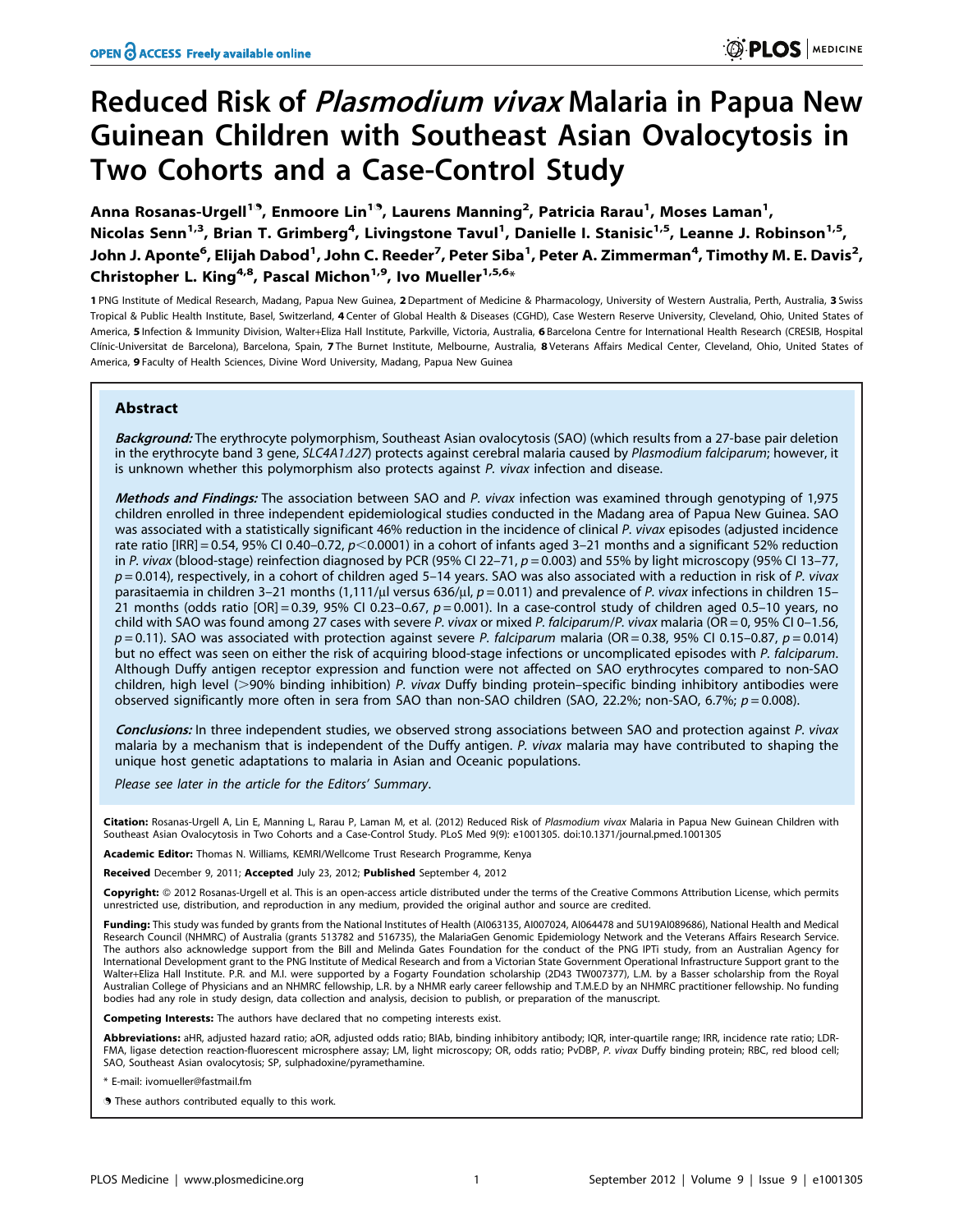# Reduced Risk of *Plasmodium vivax* Malaria in Papua New Guinean Children with Southeast Asian Ovalocytosis in Two Cohorts and a Case-Control Study

**Anna Rosanas-Urgell[1,9], Enmoore Lin[1,9], Laurens Manning[2], Patricia Rarau[1], Moses Laman[1], Nicolas Senn[1,3], Brian T. Grimberg[4], Livingstone Tavul[1], Danielle I. Stanisic[1,5], Leanne J. Robinson[1,5], John J. Aponte[6], Elijah Dabod[1], John C. Reeder[7], Peter Siba[1], Peter A. Zimmerman[4], Timothy M. E. Davis[2], Christopher L. King[4,8], Pascal Michon[1,9], Ivo Mueller[1,5,6]*

1 PNG Institute of Medical Research, Madang, Papua New Guinea, 2 Department of Medicine & Pharmacology, University of Western Australia, Perth, Australia, 3 Swiss Tropical & Public Health Institute, Basel, Switzerland, 4 Center of Global Health & Diseases (CGHD), Case Western Reserve University, Cleveland, Ohio, United States of America, 5 Infection & Immunity Division, Walter+Eliza Hall Institute, Parkville, Victoria, Australia, 6 Barcelona Centre for International Health Research (CRESIB, Hospital Clínic-Universitat de Barcelona), Barcelona, Spain, 7 The Burnet Institute, Melbourne, Australia, 8 Veterans Affairs Medical Center, Cleveland, Ohio, United States of America, 9 Faculty of Health Sciences, Divine Word University, Madang, Papua New Guinea

## Abstract

***Background:*** The erythrocyte polymorphism, Southeast Asian ovalocytosis (SAO) (which results from a 27-base pair deletion in the erythrocyte band 3 gene, *SLC4A1Δ27*) protects against cerebral malaria caused by *Plasmodium falciparum*; however, it is unknown whether this polymorphism also protects against *P. vivax* infection and disease.

***Methods and Findings:*** The association between SAO and *P. vivax* infection was examined through genotyping of 1,975 children enrolled in three independent epidemiological studies conducted in the Madang area of Papua New Guinea. SAO was associated with a statistically significant 46% reduction in the incidence of clinical *P. vivax* episodes (adjusted incidence rate ratio [IRR] = 0.54, 95% CI 0.40–0.72, $p<0.0001$) in a cohort of infants aged 3–21 months and a significant 52% reduction in *P. vivax* (blood-stage) reinfection diagnosed by PCR (95% CI 22–71, $p=0.003$) and 55% by light microscopy (95% CI 13–77, $p=0.014$), respectively, in a cohort of children aged 5–14 years. SAO was also associated with a reduction in risk of *P. vivax* parasitaemia in children 3–21 months (1,111/µl versus 636/µl, $p=0.011$) and prevalence of *P. vivax* infections in children 15–21 months (odds ratio [OR] = 0.39, 95% CI 0.23–0.67, $p=0.001$). In a case-control study of children aged 0.5–10 years, no child with SAO was found among 27 cases with severe *P. vivax* or mixed *P. falciparum/P. vivax* malaria (OR = 0, 95% CI 0–1.56, $p=0.11$). SAO was associated with protection against severe *P. falciparum* malaria (OR = 0.38, 95% CI 0.15–0.87, $p=0.014$) but no effect was seen on either the risk of acquiring blood-stage infections or uncomplicated episodes with *P. falciparum*. Although Duffy antigen receptor expression and function were not affected on SAO erythrocytes compared to non-SAO children, high level (>90% binding inhibition) *P. vivax* Duffy binding protein–specific binding inhibitory antibodies were observed significantly more often in sera from SAO than non-SAO children (SAO, 22.2%; non-SAO, 6.7%; $p=0.008$).

***Conclusions:*** In three independent studies, we observed strong associations between SAO and protection against *P. vivax* malaria by a mechanism that is independent of the Duffy antigen. *P. vivax* malaria may have contributed to shaping the unique host genetic adaptations to malaria in Asian and Oceanic populations.

Please see later in the article for the Editors' Summary.

**Citation:** Rosanas-Urgell A, Lin E, Manning L, Rarau P, Laman M, et al. (2012) Reduced Risk of *Plasmodium vivax* Malaria in Papua New Guinean Children with Southeast Asian Ovalocytosis in Two Cohorts and a Case-Control Study. PLoS Med 9(9): e1001305. doi:10.1371/journal.pmed.1001305

**Academic Editor:** Thomas N. Williams, KEMRI/Wellcome Trust Research Programme, Kenya

**Received** December 9, 2011; **Accepted** July 23, 2012; **Published** September 4, 2012

**Copyright:** © 2012 Rosanas-Urgell et al. This is an open-access article distributed under the terms of the Creative Commons Attribution License, which permits unrestricted use, distribution, and reproduction in any medium, provided the original author and source are credited.

**Funding:** This study was funded by grants from the National Institutes of Health (AI063135, AI007024, AI064478 and 5U19AI089686), National Health and Medical Research Council (NHMRC) of Australia (grants 513782 and 516735), the MalariaGen Genomic Epidemiology Network and the Veterans Affairs Research Service. The authors also acknowledge support from the Bill and Melinda Gates Foundation for the conduct of the PNG IPTi study, from an Australian Agency for International Development grant to the PNG Institute of Medical Research and from a Victorian State Government Operational Infrastructure Support grant to the Walter+Eliza Hall Institute. P.R. and M.I. were supported by a Fogarty Foundation scholarship (2D43 TW007377), L.M. by a Basser scholarship from the Royal Australian College of Physicians and an NHMRC fellowship, L.R. by a NHMR early career fellowship and T.M.E.D by an NHMRC practitioner fellowship. No funding bodies had any role in study design, data collection and analysis, decision to publish, or preparation of the manuscript.

**Competing Interests:** The authors have declared that no competing interests exist.

**Abbreviations:** aHR, adjusted hazard ratio; aOR, adjusted odds ratio; BIAb, binding inhibitory antibody; IQR, inter-quartile range; IRR, incidence rate ratio; LDR-FMA, ligase detection reaction-fluorescent microsphere assay; LM, light microscopy; OR, odds ratio; PvDBP, *P. vivax* Duffy binding protein; RBC, red blood cell; SAO, Southeast Asian ovalocytosis; SP, sulphadoxine/pyramethamine.

\* E-mail: ivomueller@fastmail.fm

[9] These authors contributed equally to this work.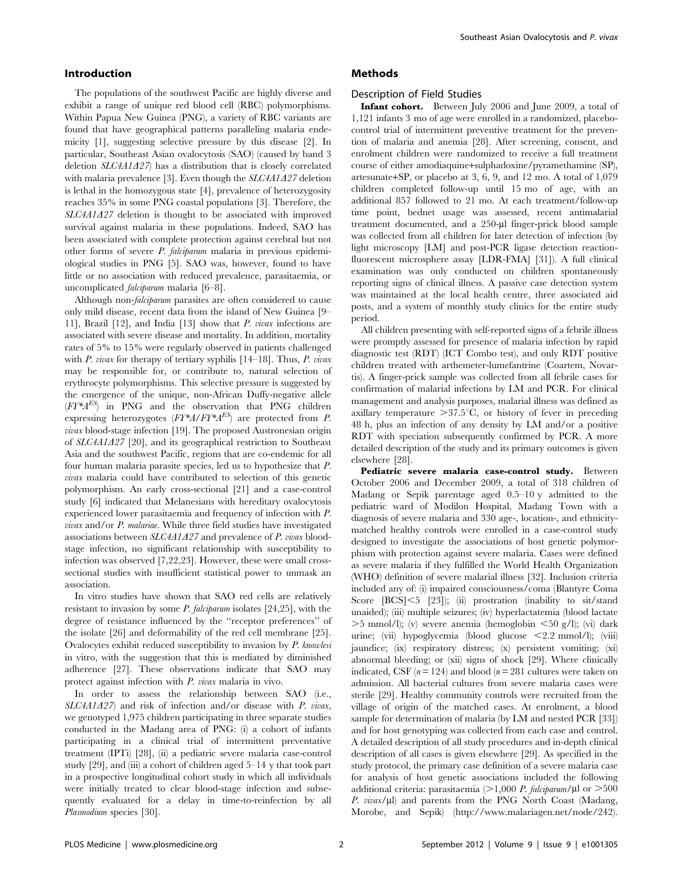## Introduction

The populations of the southwest Pacific are highly diverse and exhibit a range of unique red blood cell (RBC) polymorphisms. Within Papua New Guinea (PNG), a variety of RBC variants are found that have geographical patterns paralleling malaria endemicity [1], suggesting selective pressure by this disease [2]. In particular, Southeast Asian ovalocytosis (SAO) (caused by band 3 deletion *SLC4A1Δ27*) has a distribution that is closely correlated with malaria prevalence [3]. Even though the *SLC4A1Δ27* deletion is lethal in the homozygous state [4], prevalence of heterozygosity reaches 35% in some PNG coastal populations [3]. Therefore, the *SLC4A1Δ27* deletion is thought to be associated with improved survival against malaria in these populations. Indeed, SAO has been associated with complete protection against cerebral but not other forms of severe *P. falciparum* malaria in previous epidemiological studies in PNG [5]. SAO was, however, found to have little or no association with reduced prevalence, parasitaemia, or uncomplicated *falciparum* malaria [6–8].

Although non-*falciparum* parasites are often considered to cause only mild disease, recent data from the island of New Guinea [9–11], Brazil [12], and India [13] show that *P. vivax* infections are associated with severe disease and mortality. In addition, mortality rates of 5% to 15% were regularly observed in patients challenged with *P. vivax* for therapy of tertiary syphilis [14–18]. Thus, *P. vivax* may be responsible for, or contribute to, natural selection of erythrocyte polymorphisms. This selective pressure is suggested by the emergence of the unique, non-African Duffy-negative allele ($FY^*A^{ES}$) in PNG and the observation that PNG children expressing heterozygotes ($FY^*A/FY^*A^{ES}$) are protected from *P. vivax* blood-stage infection [19]. The proposed Austronesian origin of *SLC4A1Δ27* [20], and its geographical restriction to Southeast Asia and the southwest Pacific, regions that are co-endemic for all four human malaria parasite species, led us to hypothesize that *P. vivax* malaria could have contributed to selection of this genetic polymorphism. An early cross-sectional [21] and a case-control study [6] indicated that Melanesians with hereditary ovalocytosis experienced lower parasitaemia and frequency of infection with *P. vivax* and/or *P. malariae*. While three field studies have investigated associations between *SLC4A1Δ27* and prevalence of *P. vivax* blood-stage infection, no significant relationship with susceptibility to infection was observed [7,22,23]. However, these were small cross-sectional studies with insufficient statistical power to unmask an association.

In vitro studies have shown that SAO red cells are relatively resistant to invasion by some *P. falciparum* isolates [24,25], with the degree of resistance influenced by the "receptor preferences" of the isolate [26] and deformability of the red cell membrane [25]. Ovalocytes exhibit reduced susceptibility to invasion by *P. knowlesi* in vitro, with the suggestion that this is mediated by diminished adherence [27]. These observations indicate that SAO may protect against infection with *P. vivax* malaria in vivo.

In order to assess the relationship between SAO (i.e., *SLC4A1Δ27*) and risk of infection and/or disease with *P. vivax*, we genotyped 1,975 children participating in three separate studies conducted in the Madang area of PNG: (i) a cohort of infants participating in a clinical trial of intermittent preventative treatment (IPTi) [28], (ii) a pediatric severe malaria case-control study [29], and (iii) a cohort of children aged 5–14 y that took part in a prospective longitudinal cohort study in which all individuals were initially treated to clear blood-stage infection and subsequently evaluated for a delay in time-to-reinfection by all *Plasmodium* species [30].

## Methods

### Description of Field Studies

**Infant cohort.** Between July 2006 and June 2009, a total of 1,121 infants 3 mo of age were enrolled in a randomized, placebo-control trial of intermittent preventive treatment for the prevention of malaria and anemia [28]. After screening, consent, and enrolment children were randomized to receive a full treatment course of either amodiaquine+sulphadoxine/pyramethamine (SP), artesunate+SP, or placebo at 3, 6, 9, and 12 mo. A total of 1,079 children completed follow-up until 15 mo of age, with an additional 857 followed to 21 mo. At each treatment/follow-up time point, bednet usage was assessed, recent antimalarial treatment documented, and a 250-µl finger-prick blood sample was collected from all children for later detection of infection (by light microscopy [LM] and post-PCR ligase detection reaction-fluorescent microsphere assay [LDR-FMA] [31]). A full clinical examination was only conducted on children spontaneously reporting signs of clinical illness. A passive case detection system was maintained at the local health centre, three associated aid posts, and a system of monthly study clinics for the entire study period.

All children presenting with self-reported signs of a febrile illness were promptly assessed for presence of malaria infection by rapid diagnostic test (RDT) (ICT Combo test), and only RDT positive children treated with arthemeter-lumefantrine (Coartem, Novartis). A finger-prick sample was collected from all febrile cases for confirmation of malarial infections by LM and PCR. For clinical management and analysis purposes, malarial illness was defined as axillary temperature >37.5°C, or history of fever in preceding 48 h, plus an infection of any density by LM and/or a positive RDT with speciation subsequently confirmed by PCR. A more detailed description of the study and its primary outcomes is given elsewhere [28].

**Pediatric severe malaria case-control study.** Between October 2006 and December 2009, a total of 318 children of Madang or Sepik parentage aged 0.5–10 y admitted to the pediatric ward of Modilon Hospital, Madang Town with a diagnosis of severe malaria and 330 age-, location-, and ethnicity-matched healthy controls were enrolled in a case-control study designed to investigate the associations of host genetic polymorphism with protection against severe malaria. Cases were defined as severe malaria if they fulfilled the World Health Organization (WHO) definition of severe malarial illness [32]. Inclusion criteria included any of: (i) impaired consciousness/coma (Blantyre Coma Score [BCS]<5 [23]); (ii) prostration (inability to sit/stand unaided); (iii) multiple seizures; (iv) hyperlactatemia (blood lactate >5 mmol/l); (v) severe anemia (hemoglobin <50 g/l); (vi) dark urine; (vii) hypoglycemia (blood glucose <2.2 mmol/l); (viii) jaundice; (ix) respiratory distress; (x) persistent vomiting; (xi) abnormal bleeding; or (xii) signs of shock [29]. Where clinically indicated, CSF ($n = 124$) and blood ($n = 281$ cultures were taken on admission. All bacterial cultures from severe malaria cases were sterile [29]. Healthy community controls were recruited from the village of origin of the matched cases. At enrolment, a blood sample for determination of malaria (by LM and nested PCR [33]) and for host genotyping was collected from each case and control. A detailed description of all study procedures and in-depth clinical description of all cases is given elsewhere [29]. As specified in the study protocol, the primary case definition of a severe malaria case for analysis of host genetic associations included the following additional criteria: parasitaemia (>1,000 *P. falciparum*/µl or >500 *P. vivax*/µl) and parents from the PNG North Coast (Madang, Morobe, and Sepik) (http://www.malariagen.net/node/242).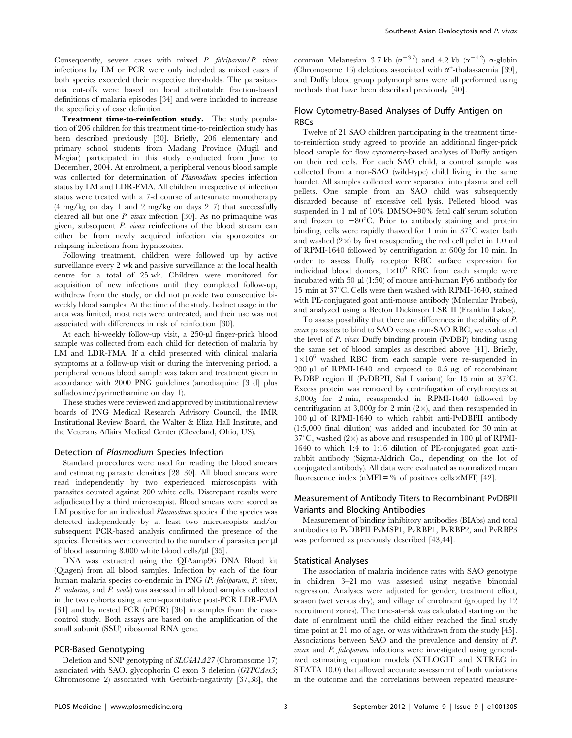Consequently, severe cases with mixed *P. falciparum*/*P. vivax* infections by LM or PCR were only included as mixed cases if both species exceeded their respective thresholds. The parasitaemia cut-offs were based on local attributable fraction-based definitions of malaria episodes [34] and were included to increase the specificity of case definition.

**Treatment time-to-reinfection study.** The study population of 206 children for this treatment time-to-reinfection study has been described previously [30]. Briefly, 206 elementary and primary school students from Madang Province (Mugil and Megiar) participated in this study conducted from June to December, 2004. At enrolment, a peripheral venous blood sample was collected for determination of *Plasmodium* species infection status by LM and LDR-FMA. All children irrespective of infection status were treated with a 7-d course of artesunate monotherapy (4 mg/kg on day 1 and 2 mg/kg on days 2–7) that successfully cleared all but one *P. vivax* infection [30]. As no primaquine was given, subsequent *P. vivax* reinfections of the blood stream can either be from newly acquired infection via sporozoites or relapsing infections from hypnozoites.

Following treatment, children were followed up by active surveillance every 2 wk and passive surveillance at the local health centre for a total of 25 wk. Children were monitored for acquisition of new infections until they completed follow-up, withdrew from the study, or did not provide two consecutive bi-weekly blood samples. At the time of the study, bednet usage in the area was limited, most nets were untreated, and their use was not associated with differences in risk of reinfection [30].

At each bi-weekly follow-up visit, a 250-µl finger-prick blood sample was collected from each child for detection of malaria by LM and LDR-FMA. If a child presented with clinical malaria symptoms at a follow-up visit or during the intervening period, a peripheral venous blood sample was taken and treatment given in accordance with 2000 PNG guidelines (amodiaquine [3 d] plus sulfadoxine/pyrimethamine on day 1).

These studies were reviewed and approved by institutional review boards of PNG Medical Research Advisory Council, the IMR Institutional Review Board, the Walter & Eliza Hall Institute, and the Veterans Affairs Medical Center (Cleveland, Ohio, US).

## Detection of *Plasmodium* Species Infection

Standard procedures were used for reading the blood smears and estimating parasite densities [28–30]. All blood smears were read independently by two experienced microscopists with parasites counted against 200 white cells. Discrepant results were adjudicated by a third microscopist. Blood smears were scored as LM positive for an individual *Plasmodium* species if the species was detected independently by at least two microscopists and/or subsequent PCR-based analysis confirmed the presence of the species. Densities were converted to the number of parasites per µl of blood assuming 8,000 white blood cells/µl [35].

DNA was extracted using the QIAamp96 DNA Blood kit (Qiagen) from all blood samples. Infection by each of the four human malaria species co-endemic in PNG (*P. falciparum*, *P. vivax*, *P. malariae*, and *P. ovale*) was assessed in all blood samples collected in the two cohorts using a semi-quantitative post-PCR LDR-FMA [31] and by nested PCR (nPCR) [36] in samples from the case-control study. Both assays are based on the amplification of the small subunit (SSU) ribosomal RNA gene.

## PCR-Based Genotyping

Deletion and SNP genotyping of *SLC4A1Δ27* (Chromosome 17) associated with SAO, glycophorin C exon 3 deletion (*GYPCΔex3*; Chromosome 2) associated with Gerbich-negativity [37,38], the common Melanesian 3.7 kb ($\alpha^{-3.7}$) and 4.2 kb ($\alpha^{-4.2}$) α-globin (Chromosome 16) deletions associated with $\alpha^{+}$-thalassaemia [39], and Duffy blood group polymorphisms were all performed using methods that have been described previously [40].

## Flow Cytometry-Based Analyses of Duffy Antigen on RBCs

Twelve of 21 SAO children participating in the treatment time-to-reinfection study agreed to provide an additional finger-prick blood sample for flow cytometry-based analyses of Duffy antigen on their red cells. For each SAO child, a control sample was collected from a non-SAO (wild-type) child living in the same hamlet. All samples collected were separated into plasma and cell pellets. One sample from an SAO child was subsequently discarded because of excessive cell lysis. Pelleted blood was suspended in 1 ml of 10% DMSO+90% fetal calf serum solution and frozen to −80°C. Prior to antibody staining and protein binding, cells were rapidly thawed for 1 min in 37°C water bath and washed (2×) by first resuspending the red cell pellet in 1.0 ml of RPMI-1640 followed by centrifugation at 600*g* for 10 min. In order to assess Duffy receptor RBC surface expression for individual blood donors, $1\times10^{6}$ RBC from each sample were incubated with 50 µl (1:50) of mouse anti-human Fy6 antibody for 15 min at 37°C. Cells were then washed with RPMI-1640, stained with PE-conjugated goat anti-mouse antibody (Molecular Probes), and analyzed using a Becton Dickinson LSR II (Franklin Lakes).

To assess possibility that there are differences in the ability of *P. vivax* parasites to bind to SAO versus non-SAO RBC, we evaluated the level of *P. vivax* Duffy binding protein (PvDBP) binding using the same set of blood samples as described above [41]. Briefly, $1\times10^{6}$ washed RBC from each sample were re-suspended in 200 µl of RPMI-1640 and exposed to 0.5 µg of recombinant PvDBP region II (PvDBPII, Sal I variant) for 15 min at 37°C. Excess protein was removed by centrifugation of erythrocytes at 3,000*g* for 2 min, resuspended in RPMI-1640 followed by centrifugation at 3,000*g* for 2 min (2×), and then resuspended in 100 µl of RPMI-1640 to which rabbit anti-PvDBPII antibody (1:5,000 final dilution) was added and incubated for 30 min at 37°C, washed (2×) as above and resuspended in 100 µl of RPMI-1640 to which 1:4 to 1:16 dilution of PE-conjugated goat anti-rabbit antibody (Sigma-Aldrich Co., depending on the lot of conjugated antibody). All data were evaluated as normalized mean fluorescence index (nMFI = % of positives cells×MFI) [42].

## Measurement of Antibody Titers to Recombinant PvDBPII Variants and Blocking Antibodies

Measurement of binding inhibitory antibodies (BIAbs) and total antibodies to PvDBPII PvMSP1, PvRBP1, PvRBP2, and PvRBP3 was performed as previously described [43,44].

## Statistical Analyses

The association of malaria incidence rates with SAO genotype in children 3–21 mo was assessed using negative binomial regression. Analyses were adjusted for gender, treatment effect, season (wet versus dry), and village of enrolment (grouped by 12 recruitment zones). The time-at-risk was calculated starting on the date of enrolment until the child either reached the final study time point at 21 mo of age, or was withdrawn from the study [45]. Associations between SAO and the prevalence and density of *P. vivax* and *P. falciparum* infections were investigated using generalized estimating equation models (XTLOGIT and XTREG in STATA 10.0) that allowed accurate assessment of both variations in the outcome and the correlations between repeated measure-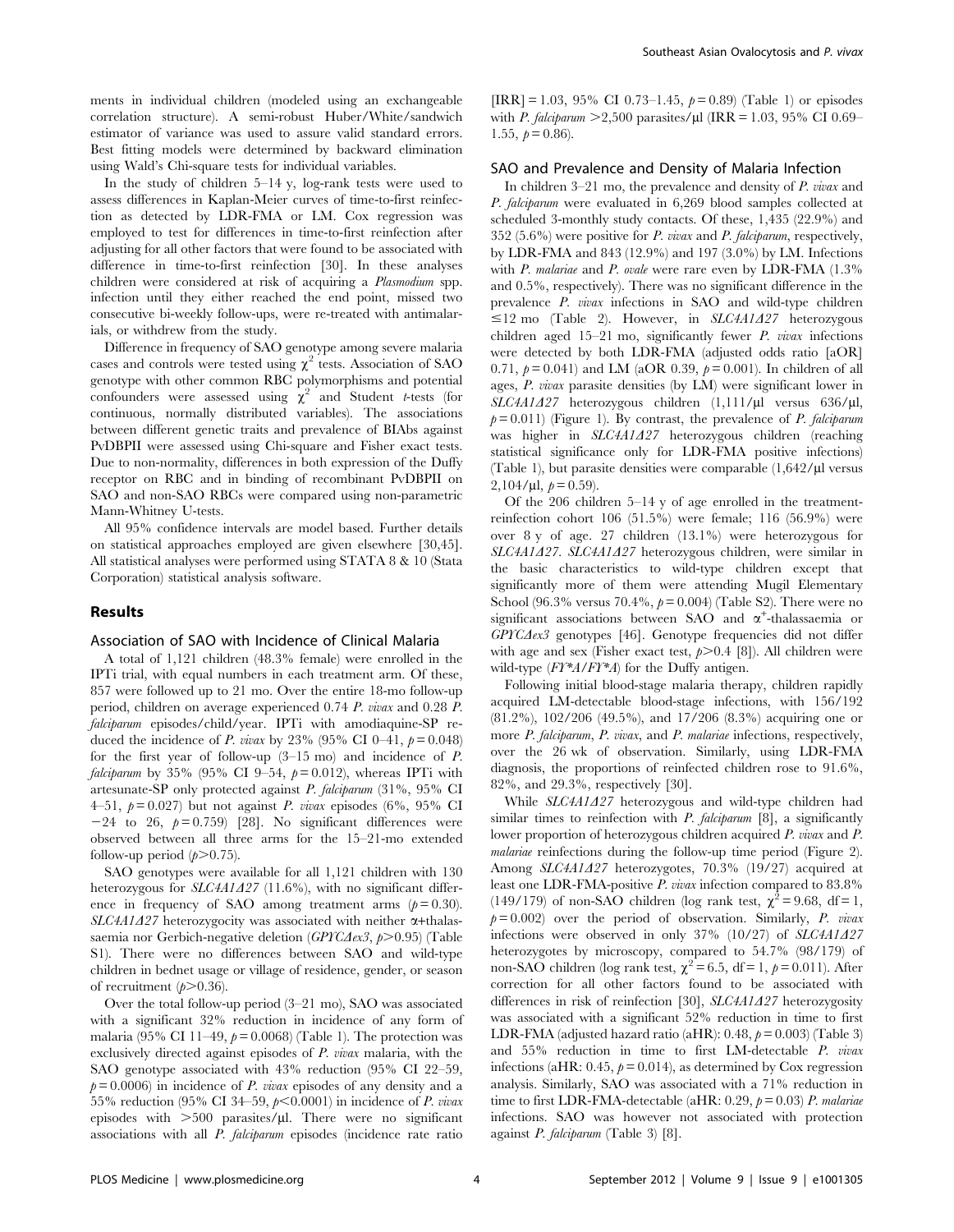ments in individual children (modeled using an exchangeable correlation structure). A semi-robust Huber/White/sandwich estimator of variance was used to assure valid standard errors. Best fitting models were determined by backward elimination using Wald's Chi-square tests for individual variables.

In the study of children 5–14 y, log-rank tests were used to assess differences in Kaplan-Meier curves of time-to-first reinfection as detected by LDR-FMA or LM. Cox regression was employed to test for differences in time-to-first reinfection after adjusting for all other factors that were found to be associated with difference in time-to-first reinfection [30]. In these analyses children were considered at risk of acquiring a *Plasmodium* spp. infection until they either reached the end point, missed two consecutive bi-weekly follow-ups, were re-treated with antimalarials, or withdrew from the study.

Difference in frequency of SAO genotype among severe malaria cases and controls were tested using $\chi^2$ tests. Association of SAO genotype with other common RBC polymorphisms and potential confounders were assessed using $\chi^2$ and Student *t*-tests (for continuous, normally distributed variables). The associations between different genetic traits and prevalence of BIAbs against PvDBPII were assessed using Chi-square and Fisher exact tests. Due to non-normality, differences in both expression of the Duffy receptor on RBC and in binding of recombinant PvDBPII on SAO and non-SAO RBCs were compared using non-parametric Mann-Whitney U-tests.

All 95% confidence intervals are model based. Further details on statistical approaches employed are given elsewhere [30,45]. All statistical analyses were performed using STATA 8 & 10 (Stata Corporation) statistical analysis software.

## Results

### Association of SAO with Incidence of Clinical Malaria

A total of 1,121 children (48.3% female) were enrolled in the IPTi trial, with equal numbers in each treatment arm. Of these, 857 were followed up to 21 mo. Over the entire 18-mo follow-up period, children on average experienced 0.74 *P. vivax* and 0.28 *P. falciparum* episodes/child/year. IPTi with amodiaquine-SP reduced the incidence of *P. vivax* by 23% (95% CI 0–41, $p = 0.048$) for the first year of follow-up (3–15 mo) and incidence of *P. falciparum* by 35% (95% CI 9–54, $p = 0.012$), whereas IPTi with artesunate-SP only protected against *P. falciparum* (31%, 95% CI 4–51, $p = 0.027$) but not against *P. vivax* episodes (6%, 95% CI −24 to 26, $p = 0.759$) [28]. No significant differences were observed between all three arms for the 15–21-mo extended follow-up period ($p > 0.75$).

SAO genotypes were available for all 1,121 children with 130 heterozygous for *SLC4A1Δ27* (11.6%), with no significant difference in frequency of SAO among treatment arms ($p = 0.30$). *SLC4A1Δ27* heterozygocity was associated with neither α+thalassaemia nor Gerbich-negative deletion (*GPYCΔex3*, $p > 0.95$) (Table S1). There were no differences between SAO and wild-type children in bednet usage or village of residence, gender, or season of recruitment ($p > 0.36$).

Over the total follow-up period (3–21 mo), SAO was associated with a significant 32% reduction in incidence of any form of malaria (95% CI 11–49, $p = 0.0068$) (Table 1). The protection was exclusively directed against episodes of *P. vivax* malaria, with the SAO genotype associated with 43% reduction (95% CI 22–59, $p = 0.0006$) in incidence of *P. vivax* episodes of any density and a 55% reduction (95% CI 34–59, $p < 0.0001$) in incidence of *P. vivax* episodes with >500 parasites/µl. There were no significant associations with all *P. falciparum* episodes (incidence rate ratio [IRR] = 1.03, 95% CI 0.73–1.45, $p = 0.89$) (Table 1) or episodes with *P. falciparum* >2,500 parasites/µl (IRR = 1.03, 95% CI 0.69–1.55, $p = 0.86$).

### SAO and Prevalence and Density of Malaria Infection

In children 3–21 mo, the prevalence and density of *P. vivax* and *P. falciparum* were evaluated in 6,269 blood samples collected at scheduled 3-monthly study contacts. Of these, 1,435 (22.9%) and 352 (5.6%) were positive for *P. vivax* and *P. falciparum*, respectively, by LDR-FMA and 843 (12.9%) and 197 (3.0%) by LM. Infections with *P. malariae* and *P. ovale* were rare even by LDR-FMA (1.3% and 0.5%, respectively). There was no significant difference in the prevalence *P. vivax* infections in SAO and wild-type children ≤12 mo (Table 2). However, in *SLC4A1Δ27* heterozygous children aged 15–21 mo, significantly fewer *P. vivax* infections were detected by both LDR-FMA (adjusted odds ratio [aOR] 0.71, $p = 0.041$) and LM (aOR 0.39, $p = 0.001$). In children of all ages, *P. vivax* parasite densities (by LM) were significant lower in *SLC4A1Δ27* heterozygous children (1,111/µl versus 636/µl, $p = 0.011$) (Figure 1). By contrast, the prevalence of *P. falciparum* was higher in *SLC4A1Δ27* heterozygous children (reaching statistical significance only for LDR-FMA positive infections) (Table 1), but parasite densities were comparable (1,642/µl versus 2,104/µl, $p = 0.59$).

Of the 206 children 5–14 y of age enrolled in the treatment-reinfection cohort 106 (51.5%) were female; 116 (56.9%) were over 8 y of age. 27 children (13.1%) were heterozygous for *SLC4A1Δ27*. *SLC4A1Δ27* heterozygous children, were similar in the basic characteristics to wild-type children except that significantly more of them were attending Mugil Elementary School (96.3% versus 70.4%, $p = 0.004$) (Table S2). There were no significant associations between SAO and $\alpha^+$-thalassaemia or *GPYCΔex3* genotypes [46]. Genotype frequencies did not differ with age and sex (Fisher exact test, $p > 0.4$ [8]). All children were wild-type (*FY\*A/FY\*A*) for the Duffy antigen.

Following initial blood-stage malaria therapy, children rapidly acquired LM-detectable blood-stage infections, with 156/192 (81.2%), 102/206 (49.5%), and 17/206 (8.3%) acquiring one or more *P. falciparum*, *P. vivax*, and *P. malariae* infections, respectively, over the 26 wk of observation. Similarly, using LDR-FMA diagnosis, the proportions of reinfected children rose to 91.6%, 82%, and 29.3%, respectively [30].

While *SLC4A1Δ27* heterozygous and wild-type children had similar times to reinfection with *P. falciparum* [8], a significantly lower proportion of heterozygous children acquired *P. vivax* and *P. malariae* reinfections during the follow-up time period (Figure 2). Among *SLC4A1Δ27* heterozygotes, 70.3% (19/27) acquired at least one LDR-FMA-positive *P. vivax* infection compared to 83.8% (149/179) of non-SAO children (log rank test, $\chi^2 = 9.68$, df = 1, $p = 0.002$) over the period of observation. Similarly, *P. vivax* infections were observed in only 37% (10/27) of *SLC4A1Δ27* heterozygotes by microscopy, compared to 54.7% (98/179) of non-SAO children (log rank test, $\chi^2 = 6.5$, df = 1, $p = 0.011$). After correction for all other factors found to be associated with differences in risk of reinfection [30], *SLC4A1Δ27* heterozygosity was associated with a significant 52% reduction in time to first LDR-FMA (adjusted hazard ratio (aHR): 0.48, $p = 0.003$) (Table 3) and 55% reduction in time to first LM-detectable *P. vivax* infections (aHR: 0.45, $p = 0.014$), as determined by Cox regression analysis. Similarly, SAO was associated with a 71% reduction in time to first LDR-FMA-detectable (aHR: 0.29, $p = 0.03$) *P. malariae* infections. SAO was however not associated with protection against *P. falciparum* (Table 3) [8].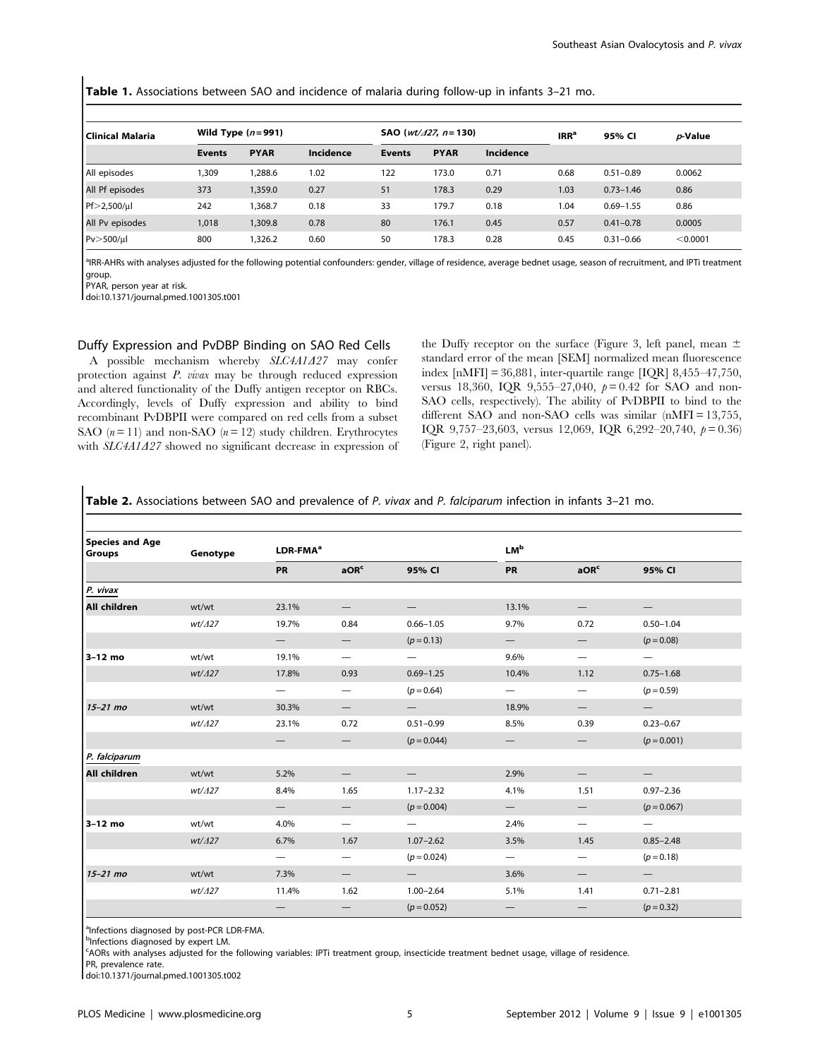**Table 1.** Associations between SAO and incidence of malaria during follow-up in infants 3–21 mo.

| Clinical Malaria | Wild Type ($n = 991$) | | | SAO (*wt/Δ27*, $n = 130$) | | | IRR[a] | 95% CI | *p*-Value |
|---|---|---|---|---|---|---|---|---|---|
| | Events | PYAR | Incidence | Events | PYAR | Incidence | | | |
| All episodes | 1,309 | 1,288.6 | 1.02 | 122 | 173.0 | 0.71 | 0.68 | 0.51–0.89 | 0.0062 |
| All Pf episodes | 373 | 1,359.0 | 0.27 | 51 | 178.3 | 0.29 | 1.03 | 0.73–1.46 | 0.86 |
| Pf>2,500/µl | 242 | 1,368.7 | 0.18 | 33 | 179.7 | 0.18 | 1.04 | 0.69–1.55 | 0.86 |
| All Pv episodes | 1,018 | 1,309.8 | 0.78 | 80 | 176.1 | 0.45 | 0.57 | 0.41–0.78 | 0.0005 |
| Pv>500/µl | 800 | 1,326.2 | 0.60 | 50 | 178.3 | 0.28 | 0.45 | 0.31–0.66 | <0.0001 |

[a]IRR-AHRs with analyses adjusted for the following potential confounders: gender, village of residence, average bednet usage, season of recruitment, and IPTi treatment group.

PYAR, person year at risk.

doi:10.1371/journal.pmed.1001305.t001

### Duffy Expression and PvDBP Binding on SAO Red Cells

A possible mechanism whereby *SLC4A1Δ27* may confer protection against *P. vivax* may be through reduced expression and altered functionality of the Duffy antigen receptor on RBCs. Accordingly, levels of Duffy expression and ability to bind recombinant PvDBPII were compared on red cells from a subset SAO ($n = 11$) and non-SAO ($n = 12$) study children. Erythrocytes with *SLC4A1Δ27* showed no significant decrease in expression of the Duffy receptor on the surface (Figure 3, left panel, mean ± standard error of the mean [SEM] normalized mean fluorescence index [nMFI] = 36,881, inter-quartile range [IQR] 8,455–47,750, versus 18,360, IQR 9,555–27,040, $p = 0.42$ for SAO and non-SAO cells, respectively). The ability of PvDBPII to bind to the different SAO and non-SAO cells was similar (nMFI = 13,755, IQR 9,757–23,603, versus 12,069, IQR 6,292–20,740, $p = 0.36$) (Figure 2, right panel).

**Table 2.** Associations between SAO and prevalence of *P. vivax* and *P. falciparum* infection in infants 3–21 mo.

| Species and Age Groups | Genotype | LDR-FMA[a] | | | LM[b] | | |
|---|---|---|---|---|---|---|---|
| | | PR | aOR[c] | 95% CI | PR | aOR[c] | 95% CI |
| *P. vivax* | | | | | | | |
| **All children** | wt/wt | 23.1% | — | — | 13.1% | — | — |
| | *wt/Δ27* | 19.7% | 0.84 | 0.66–1.05 | 9.7% | 0.72 | 0.50–1.04 |
| | | — | — | ($p = 0.13$) | — | — | ($p = 0.08$) |
| **3–12 mo** | wt/wt | 19.1% | — | — | 9.6% | — | — |
| | *wt/Δ27* | 17.8% | 0.93 | 0.69–1.25 | 10.4% | 1.12 | 0.75–1.68 |
| | | — | — | ($p = 0.64$) | — | — | ($p = 0.59$) |
| ***15–21 mo*** | wt/wt | 30.3% | — | — | 18.9% | — | — |
| | *wt/Δ27* | 23.1% | 0.72 | 0.51–0.99 | 8.5% | 0.39 | 0.23–0.67 |
| | | — | — | ($p = 0.044$) | — | — | ($p = 0.001$) |
| *P. falciparum* | | | | | | | |
| **All children** | wt/wt | 5.2% | — | — | 2.9% | — | — |
| | *wt/Δ27* | 8.4% | 1.65 | 1.17–2.32 | 4.1% | 1.51 | 0.97–2.36 |
| | | — | — | ($p = 0.004$) | — | — | ($p = 0.067$) |
| **3–12 mo** | wt/wt | 4.0% | — | — | 2.4% | — | — |
| | *wt/Δ27* | 6.7% | 1.67 | 1.07–2.62 | 3.5% | 1.45 | 0.85–2.48 |
| | | — | — | ($p = 0.024$) | — | — | ($p = 0.18$) |
| ***15–21 mo*** | wt/wt | 7.3% | — | — | 3.6% | — | — |
| | *wt/Δ27* | 11.4% | 1.62 | 1.00–2.64 | 5.1% | 1.41 | 0.71–2.81 |
| | | — | — | ($p = 0.052$) | — | — | ($p = 0.32$) |

[a]Infections diagnosed by post-PCR LDR-FMA.

[b]Infections diagnosed by expert LM.

[c]AORs with analyses adjusted for the following variables: IPTi treatment group, insecticide treatment bednet usage, village of residence.

PR, prevalence rate.

doi:10.1371/journal.pmed.1001305.t002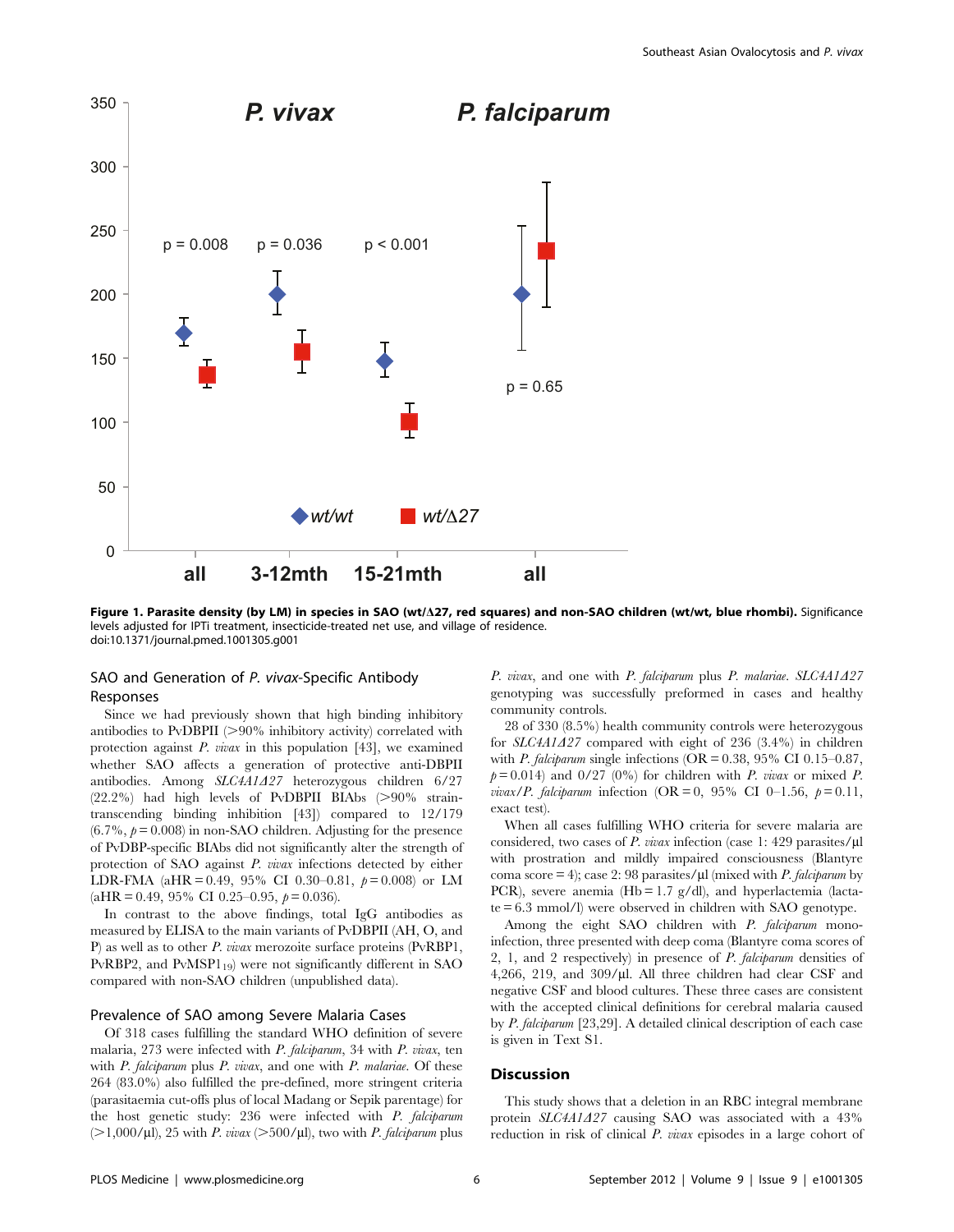**Figure 1. Parasite density (by LM) in species in SAO (wt/Δ27, red squares) and non-SAO children (wt/wt, blue rhombi).** Significance levels adjusted for IPTi treatment, insecticide-treated net use, and village of residence.
doi:10.1371/journal.pmed.1001305.g001

### SAO and Generation of *P. vivax*-Specific Antibody Responses

Since we had previously shown that high binding inhibitory antibodies to PvDBPII (>90% inhibitory activity) correlated with protection against *P. vivax* in this population [43], we examined whether SAO affects a generation of protective anti-DBPII antibodies. Among *SLC4A1Δ27* heterozygous children 6/27 (22.2%) had high levels of PvDBPII BIAbs (>90% strain-transcending binding inhibition [43]) compared to 12/179 (6.7%, $p = 0.008$) in non-SAO children. Adjusting for the presence of PvDBP-specific BIAbs did not significantly alter the strength of protection of SAO against *P. vivax* infections detected by either LDR-FMA (aHR = 0.49, 95% CI 0.30–0.81, $p = 0.008$) or LM (aHR = 0.49, 95% CI 0.25–0.95, $p = 0.036$).

In contrast to the above findings, total IgG antibodies as measured by ELISA to the main variants of PvDBPII (AH, O, and P) as well as to other *P. vivax* merozoite surface proteins (PvRBP1, PvRBP2, and $PvMSP1_{19}$) were not significantly different in SAO compared with non-SAO children (unpublished data).

### Prevalence of SAO among Severe Malaria Cases

Of 318 cases fulfilling the standard WHO definition of severe malaria, 273 were infected with *P. falciparum*, 34 with *P. vivax*, ten with *P. falciparum* plus *P. vivax*, and one with *P. malariae*. Of these 264 (83.0%) also fulfilled the pre-defined, more stringent criteria (parasitaemia cut-offs plus of local Madang or Sepik parentage) for the host genetic study: 236 were infected with *P. falciparum* (>1,000/µl), 25 with *P. vivax* (>500/µl), two with *P. falciparum* plus *P. vivax*, and one with *P. falciparum* plus *P. malariae*. *SLC4A1Δ27* genotyping was successfully preformed in cases and healthy community controls.

28 of 330 (8.5%) health community controls were heterozygous for *SLC4A1Δ27* compared with eight of 236 (3.4%) in children with *P. falciparum* single infections (OR = 0.38, 95% CI 0.15–0.87, $p = 0.014$) and 0/27 (0%) for children with *P. vivax* or mixed *P. vivax*/*P. falciparum* infection (OR = 0, 95% CI 0–1.56, $p = 0.11$, exact test).

When all cases fulfilling WHO criteria for severe malaria are considered, two cases of *P. vivax* infection (case 1: 429 parasites/µl with prostration and mildly impaired consciousness (Blantyre coma score = 4); case 2: 98 parasites/µl (mixed with *P. falciparum* by PCR), severe anemia (Hb = 1.7 g/dl), and hyperlactemia (lactate = 6.3 mmol/l) were observed in children with SAO genotype.

Among the eight SAO children with *P. falciparum* mono-infection, three presented with deep coma (Blantyre coma scores of 2, 1, and 2 respectively) in presence of *P. falciparum* densities of 4,266, 219, and 309/µl. All three children had clear CSF and negative CSF and blood cultures. These three cases are consistent with the accepted clinical definitions for cerebral malaria caused by *P. falciparum* [23,29]. A detailed clinical description of each case is given in Text S1.

## Discussion

This study shows that a deletion in an RBC integral membrane protein *SLC4A1Δ27* causing SAO was associated with a 43% reduction in risk of clinical *P. vivax* episodes in a large cohort of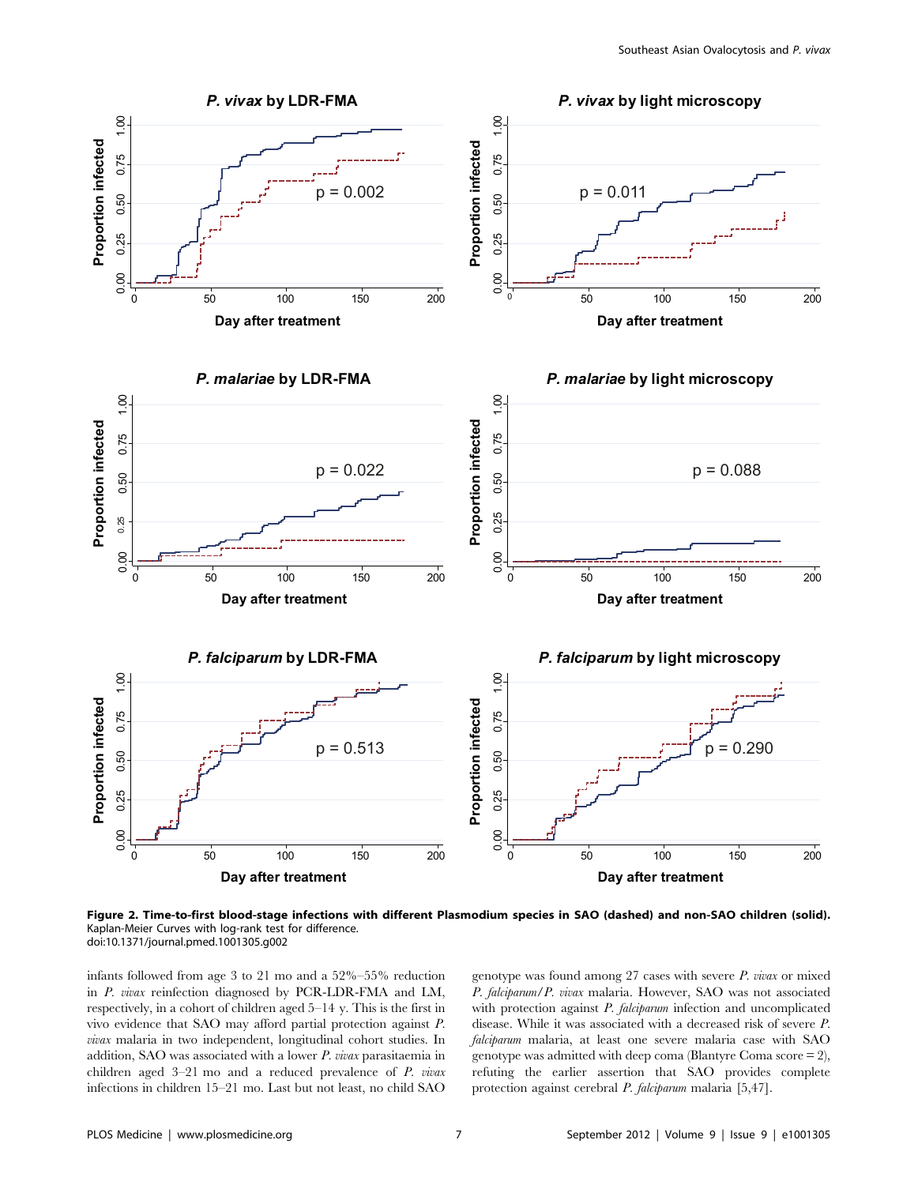**Figure 2. Time-to-first blood-stage infections with different Plasmodium species in SAO (dashed) and non-SAO children (solid).** Kaplan-Meier Curves with log-rank test for difference.
doi:10.1371/journal.pmed.1001305.g002

infants followed from age 3 to 21 mo and a 52%–55% reduction in *P. vivax* reinfection diagnosed by PCR-LDR-FMA and LM, respectively, in a cohort of children aged 5–14 y. This is the first in vivo evidence that SAO may afford partial protection against *P. vivax* malaria in two independent, longitudinal cohort studies. In addition, SAO was associated with a lower *P. vivax* parasitaemia in children aged 3–21 mo and a reduced prevalence of *P. vivax* infections in children 15–21 mo. Last but not least, no child SAO genotype was found among 27 cases with severe *P. vivax* or mixed *P. falciparum*/*P. vivax* malaria. However, SAO was not associated with protection against *P. falciparum* infection and uncomplicated disease. While it was associated with a decreased risk of severe *P. falciparum* malaria, at least one severe malaria case with SAO genotype was admitted with deep coma (Blantyre Coma score = 2), refuting the earlier assertion that SAO provides complete protection against cerebral *P. falciparum* malaria [5,47].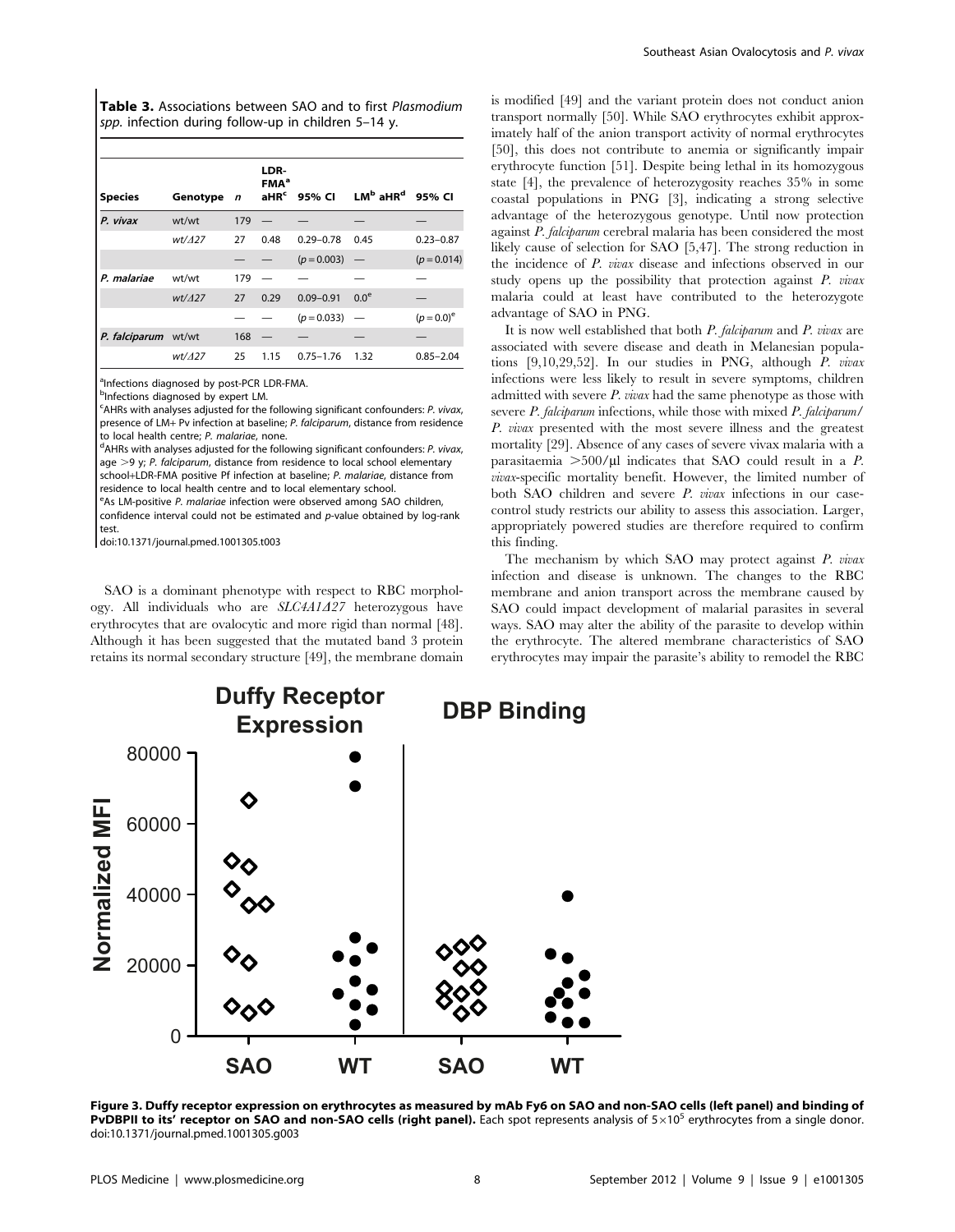**Table 3.** Associations between SAO and to first *Plasmodium spp.* infection during follow-up in children 5–14 y.

| Species | Genotype | n | LDR-FMA[a] aHR[c] | 95% CI | LM[b] aHR[d] | 95% CI |
|---|---|---|---|---|---|---|
| *P. vivax* | wt/wt | 179 | — | — | — | — |
| | *wt/Δ27* | 27 | 0.48 | 0.29–0.78 | 0.45 | 0.23–0.87 |
| | | — | — | ($p$ = 0.003) | — | ($p$ = 0.014) |
| *P. malariae* | wt/wt | 179 | — | — | — | — |
| | *wt/Δ27* | 27 | 0.29 | 0.09–0.91 | 0.0[e] | — |
| | | — | — | ($p$ = 0.033) | — | ($p$ = 0.0)[e] |
| *P. falciparum* | wt/wt | 168 | — | — | — | — |
| | *wt/Δ27* | 25 | 1.15 | 0.75–1.76 | 1.32 | 0.85–2.04 |

[a]Infections diagnosed by post-PCR LDR-FMA.
[b]Infections diagnosed by expert LM.
[c]AHRs with analyses adjusted for the following significant confounders: *P. vivax*, presence of LM+ Pv infection at baseline; *P. falciparum*, distance from residence to local health centre; *P. malariae*, none.
[d]AHRs with analyses adjusted for the following significant confounders: *P. vivax*, age >9 y; *P. falciparum*, distance from residence to local school elementary school+LDR-FMA positive Pf infection at baseline; *P. malariae*, distance from residence to local health centre and to local elementary school.
[e]As LM-positive *P. malariae* infection were observed among SAO children, confidence interval could not be estimated and *p*-value obtained by log-rank test.
doi:10.1371/journal.pmed.1001305.t003

SAO is a dominant phenotype with respect to RBC morphology. All individuals who are *SLC4A1Δ27* heterozygous have erythrocytes that are ovalocytic and more rigid than normal [48]. Although it has been suggested that the mutated band 3 protein retains its normal secondary structure [49], the membrane domain is modified [49] and the variant protein does not conduct anion transport normally [50]. While SAO erythrocytes exhibit approximately half of the anion transport activity of normal erythrocytes [50], this does not contribute to anemia or significantly impair erythrocyte function [51]. Despite being lethal in its homozygous state [4], the prevalence of heterozygosity reaches 35% in some coastal populations in PNG [3], indicating a strong selective advantage of the heterozygous genotype. Until now protection against *P. falciparum* cerebral malaria has been considered the most likely cause of selection for SAO [5,47]. The strong reduction in the incidence of *P. vivax* disease and infections observed in our study opens up the possibility that protection against *P. vivax* malaria could at least have contributed to the heterozygote advantage of SAO in PNG.

It is now well established that both *P. falciparum* and *P. vivax* are associated with severe disease and death in Melanesian populations [9,10,29,52]. In our studies in PNG, although *P. vivax* infections were less likely to result in severe symptoms, children admitted with severe *P. vivax* had the same phenotype as those with severe *P. falciparum* infections, while those with mixed *P. falciparum*/*P. vivax* presented with the most severe illness and the greatest mortality [29]. Absence of any cases of severe vivax malaria with a parasitaemia >500/µl indicates that SAO could result in a *P. vivax*-specific mortality benefit. However, the limited number of both SAO children and severe *P. vivax* infections in our case-control study restricts our ability to assess this association. Larger, appropriately powered studies are therefore required to confirm this finding.

The mechanism by which SAO may protect against *P. vivax* infection and disease is unknown. The changes to the RBC membrane and anion transport across the membrane caused by SAO could impact development of malarial parasites in several ways. SAO may alter the ability of the parasite to develop within the erythrocyte. The altered membrane characteristics of SAO erythrocytes may impair the parasite's ability to remodel the RBC

**Figure 3. Duffy receptor expression on erythrocytes as measured by mAb Fy6 on SAO and non-SAO cells (left panel) and binding of PvDBPII to its' receptor on SAO and non-SAO cells (right panel).** Each spot represents analysis of $5\times10^5$ erythrocytes from a single donor.
doi:10.1371/journal.pmed.1001305.g003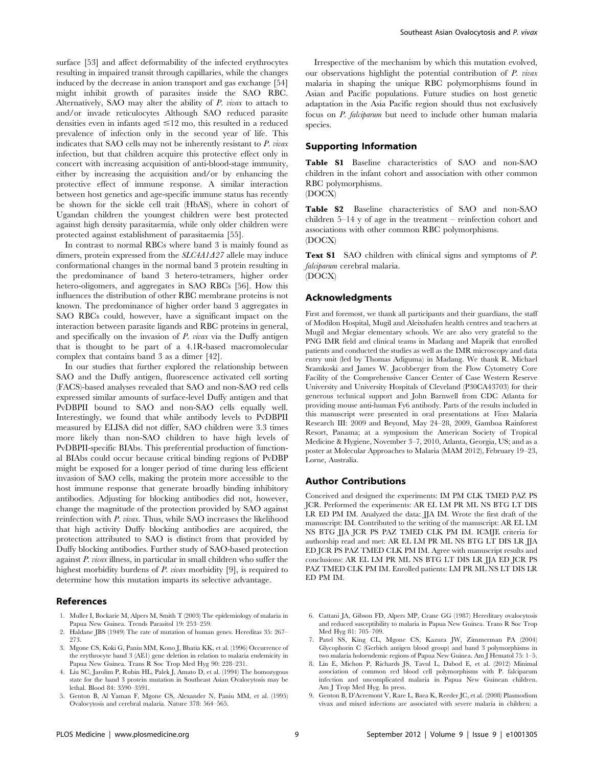surface [53] and affect deformability of the infected erythrocytes resulting in impaired transit through capillaries, while the changes induced by the decrease in anion transport and gas exchange [54] might inhibit growth of parasites inside the SAO RBC. Alternatively, SAO may alter the ability of *P. vivax* to attach to and/or invade reticulocytes Although SAO reduced parasite densities even in infants aged ≤12 mo, this resulted in a reduced prevalence of infection only in the second year of life. This indicates that SAO cells may not be inherently resistant to *P. vivax* infection, but that children acquire this protective effect only in concert with increasing acquisition of anti-blood-stage immunity, either by increasing the acquisition and/or by enhancing the protective effect of immune response. A similar interaction between host genetics and age-specific immune status has recently be shown for the sickle cell trait (HbAS), where in cohort of Ugandan children the youngest children were best protected against high density parasitaemia, while only older children were protected against establishment of parasitaemia [55].

In contrast to normal RBCs where band 3 is mainly found as dimers, protein expressed from the *SLC4A1Δ27* allele may induce conformational changes in the normal band 3 protein resulting in the predominance of band 3 hetero-tetramers, higher order hetero-oligomers, and aggregates in SAO RBCs [56]. How this influences the distribution of other RBC membrane proteins is not known. The predominance of higher order band 3 aggregates in SAO RBCs could, however, have a significant impact on the interaction between parasite ligands and RBC proteins in general, and specifically on the invasion of *P. vivax* via the Duffy antigen that is thought to be part of a 4.1R-based macromolecular complex that contains band 3 as a dimer [42].

In our studies that further explored the relationship between SAO and the Duffy antigen, fluorescence activated cell sorting (FACS)-based analyses revealed that SAO and non-SAO red cells expressed similar amounts of surface-level Duffy antigen and that PvDBPII bound to SAO and non-SAO cells equally well. Interestingly, we found that while antibody levels to PvDBPII measured by ELISA did not differ, SAO children were 3.3 times more likely than non-SAO children to have high levels of PvDBPII-specific BIAbs. This preferential production of functional BIAbs could occur because critical binding regions of PvDBP might be exposed for a longer period of time during less efficient invasion of SAO cells, making the protein more accessible to the host immune response that generate broadly binding inhibitory antibodies. Adjusting for blocking antibodies did not, however, change the magnitude of the protection provided by SAO against reinfection with *P. vivax*. Thus, while SAO increases the likelihood that high activity Duffy blocking antibodies are acquired, the protection attributed to SAO is distinct from that provided by Duffy blocking antibodies. Further study of SAO-based protection against *P. vivax* illness, in particular in small children who suffer the highest morbidity burdens of *P. vivax* morbidity [9], is required to determine how this mutation imparts its selective advantage.

Irrespective of the mechanism by which this mutation evolved, our observations highlight the potential contribution of *P. vivax* malaria in shaping the unique RBC polymorphisms found in Asian and Pacific populations. Future studies on host genetic adaptation in the Asia Pacific region should thus not exclusively focus on *P. falciparum* but need to include other human malaria species.

## Supporting Information

**Table S1** Baseline characteristics of SAO and non-SAO children in the infant cohort and association with other common RBC polymorphisms.
(DOCX)

**Table S2** Baseline characteristics of SAO and non-SAO children 5–14 y of age in the treatment – reinfection cohort and associations with other common RBC polymorphisms.
(DOCX)

**Text S1** SAO children with clinical signs and symptoms of *P. falciparum* cerebral malaria.
(DOCX)

## Acknowledgments

First and foremost, we thank all participants and their guardians, the staff of Modilon Hospital, Mugil and Aleixshafen health centres and teachers at Mugil and Megiar elementary schools. We are also very grateful to the PNG IMR field and clinical teams in Madang and Maprik that enrolled patients and conducted the studies as well as the IMR microscopy and data entry unit (led by Thomas Adiguma) in Madang. We thank R. Michael Sramkoski and James W. Jacobberger from the Flow Cytometry Core Facility of the Comprehensive Cancer Center of Case Western Reserve University and University Hospitals of Cleveland (P30CA43703) for their generous technical support and John Barnwell from CDC Atlanta for providing mouse anti-human Fy6 antibody. Parts of the results included in this manuscript were presented in oral presentations at *Vivax* Malaria Research III: 2009 and Beyond, May 24–28, 2009, Gamboa Rainforest Resort, Panama; at a symposium the American Society of Tropical Medicine & Hygiene, November 3–7, 2010, Atlanta, Georgia, US; and as a poster at Molecular Approaches to Malaria (MAM 2012), February 19–23, Lorne, Australia.

## Author Contributions

Conceived and designed the experiments: IM PM CLK TMED PAZ PS JCR. Performed the experiments: AR EL LM PR ML NS BTG LT DIS LR ED PM IM. Analyzed the data: JJA IM. Wrote the first draft of the manuscript: IM. Contributed to the writing of the manuscript: AR EL LM NS BTG JJA JCR PS PAZ TMED CLK PM IM. ICMJE criteria for authorship read and met: AR EL LM PR ML NS BTG LT DIS LR JJA ED JCR PS PAZ TMED CLK PM IM. Agree with manuscript results and conclusions: AR EL LM PR ML NS BTG LT DIS LR JJA ED JCR PS PAZ TMED CLK PM IM. Enrolled patients: LM PR ML NS LT DIS LR ED PM IM.

## References

1. Muller I, Bockarie M, Alpers M, Smith T (2003) The epidemiology of malaria in Papua New Guinea. Trends Parasitol 19: 253–259.
2. Haldane JBS (1949) The rate of mutation of human genes. Hereditas 35: 267–273.
3. Mgone CS, Koki G, Paniu MM, Kono J, Bhatia KK, et al. (1996) Occurrence of the erythrocyte band 3 (AE1) gene deletion in relation to malaria endemicity in Papua New Guinea. Trans R Soc Trop Med Hyg 90: 228–231.
4. Liu SC, Jarolim P, Rubin HL, Palek J, Amato D, et al. (1994) The homozygous state for the band 3 protein mutation in Southeast Asian Ovalocytosis may be lethal. Blood 84: 3590–3591.
5. Genton B, Al Yaman F, Mgone CS, Alexander N, Paniu MM, et al. (1995) Ovalocytosis and cerebral malaria. Nature 378: 564–565.
6. Cattani JA, Gibson FD, Alpers MP, Crane GG (1987) Hereditary ovalocytosis and reduced susceptibility to malaria in Papua New Guinea. Trans R Soc Trop Med Hyg 81: 705–709.
7. Patel SS, King CL, Mgone CS, Kazura JW, Zimmerman PA (2004) Glycophorin C (Gerbich antigen blood group) and band 3 polymorphisms in two malaria holoendemic regions of Papua New Guinea. Am J Hematol 75: 1–5.
8. Lin E, Michon P, Richards JS, Tavul L, Dabod E, et al. (2012) Minimal association of common red blood cell polymorphisms with P. falciparum infection and uncomplicated malaria in Papua New Guinean children. Am J Trop Med Hyg. In press.
9. Genton B, D'Acremont V, Rare L, Baea K, Reeder JC, et al. (2008) Plasmodium vivax and mixed infections are associated with severe malaria in children: a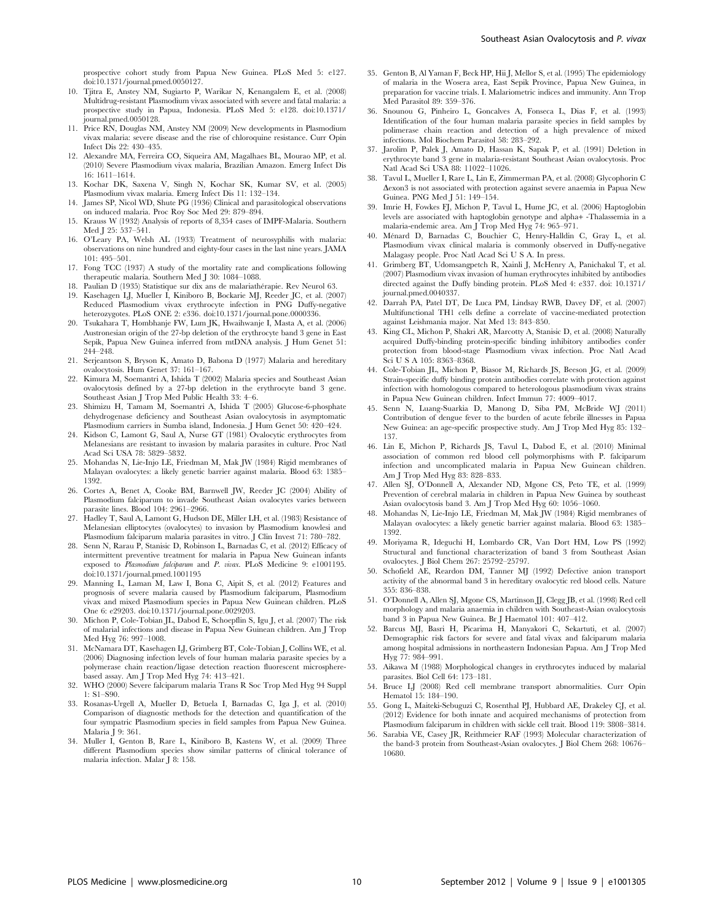prospective cohort study from Papua New Guinea. PLoS Med 5: e127. doi:10.1371/journal.pmed.0050127.

10. Tjitra E, Anstey NM, Sugiarto P, Warikar N, Kenangalem E, et al. (2008) Multidrug-resistant Plasmodium vivax associated with severe and fatal malaria: a prospective study in Papua, Indonesia. PLoS Med 5: e128. doi:10.1371/journal.pmed.0050128.
11. Price RN, Douglas NM, Anstey NM (2009) New developments in Plasmodium vivax malaria: severe disease and the rise of chloroquine resistance. Curr Opin Infect Dis 22: 430–435.
12. Alexandre MA, Ferreira CO, Siqueira AM, Magalhaes BL, Mourao MP, et al. (2010) Severe Plasmodium vivax malaria, Brazilian Amazon. Emerg Infect Dis 16: 1611–1614.
13. Kochar DK, Saxena V, Singh N, Kochar SK, Kumar SV, et al. (2005) Plasmodium vivax malaria. Emerg Infect Dis 11: 132–134.
14. James SP, Nicol WD, Shute PG (1936) Clinical and parasitological observations on induced malaria. Proc Roy Soc Med 29: 879–894.
15. Krauss W (1932) Analysis of reports of 8,354 cases of IMPF-Malaria. Southern Med J 25: 537–541.
16. O'Leary PA, Welsh AL (1933) Treatment of neurosyphilis with malaria: observations on nine hundred and eighty-four cases in the last nine years. JAMA 101: 495–501.
17. Fong TCC (1937) A study of the mortality rate and complications following therapeutic malaria. Southern Med J 30: 1084–1088.
18. Paulian D (1935) Statistique sur dix ans de malariathérapie. Rev Neurol 63.
19. Kasehagen LJ, Mueller I, Kiniboro B, Bockarie MJ, Reeder JC, et al. (2007) Reduced Plasmodium vivax erythrocyte infection in PNG Duffy-negative heterozygotes. PLoS ONE 2: e336. doi:10.1371/journal.pone.0000336.
20. Tsukahara T, Hombhanje FW, Lum JK, Hwaihwanje I, Masta A, et al. (2006) Austronesian origin of the 27-bp deletion of the erythrocyte band 3 gene in East Sepik, Papua New Guinea inferred from mtDNA analysis. J Hum Genet 51: 244–248.
21. Serjeantson S, Bryson K, Amato D, Babona D (1977) Malaria and hereditary ovalocytosis. Hum Genet 37: 161–167.
22. Kimura M, Soemantri A, Ishida T (2002) Malaria species and Southeast Asian ovalocytosis defined by a 27-bp deletion in the erythrocyte band 3 gene. Southeast Asian J Trop Med Public Health 33: 4–6.
23. Shimizu H, Tamam M, Soemantri A, Ishida T (2005) Glucose-6-phosphate dehydrogenase deficiency and Southeast Asian ovalocytosis in asymptomatic Plasmodium carriers in Sumba island, Indonesia. J Hum Genet 50: 420–424.
24. Kidson C, Lamont G, Saul A, Nurse GT (1981) Ovalocytic erythrocytes from Melanesians are resistant to invasion by malaria parasites in culture. Proc Natl Acad Sci USA 78: 5829–5832.
25. Mohandas N, Lie-Injo LE, Friedman M, Mak JW (1984) Rigid membranes of Malayan ovalocytes: a likely genetic barrier against malaria. Blood 63: 1385–1392.
26. Cortes A, Benet A, Cooke BM, Barnwell JW, Reeder JC (2004) Ability of Plasmodium falciparum to invade Southeast Asian ovalocytes varies between parasite lines. Blood 104: 2961–2966.
27. Hadley T, Saul A, Lamont G, Hudson DE, Miller LH, et al. (1983) Resistance of Melanesian elliptocytes (ovalocytes) to invasion by Plasmodium knowlesi and Plasmodium falciparum malaria parasites in vitro. J Clin Invest 71: 780–782.
28. Senn N, Rarau P, Stanisic D, Robinson L, Barnadas C, et al. (2012) Efficacy of intermittent preventive treatment for malaria in Papua New Guinean infants exposed to *Plasmodium falciparum* and *P. vivax*. PLoS Medicine 9: e1001195. doi:10.1371/journal.pmed.1001195
29. Manning L, Laman M, Law I, Bona C, Aipit S, et al. (2012) Features and prognosis of severe malaria caused by Plasmodium falciparum, Plasmodium vivax and mixed Plasmodium species in Papua New Guinean children. PLoS One 6: e29203. doi:10.1371/journal.pone.0029203.
30. Michon P, Cole-Tobian JL, Dabod E, Schoepflin S, Igu J, et al. (2007) The risk of malarial infections and disease in Papua New Guinean children. Am J Trop Med Hyg 76: 997–1008.
31. McNamara DT, Kasehagen LJ, Grimberg BT, Cole-Tobian J, Collins WE, et al. (2006) Diagnosing infection levels of four human malaria parasite species by a polymerase chain reaction/ligase detection reaction fluorescent microsphere-based assay. Am J Trop Med Hyg 74: 413–421.
32. WHO (2000) Severe falciparum malaria Trans R Soc Trop Med Hyg 94 Suppl 1: S1–S90.
33. Rosanas-Urgell A, Mueller D, Betuela I, Barnadas C, Iga J, et al. (2010) Comparison of diagnostic methods for the detection and quantification of the four sympatric Plasmodium species in field samples from Papua New Guinea. Malaria J 9: 361.
34. Muller I, Genton B, Rare L, Kiniboro B, Kastens W, et al. (2009) Three different Plasmodium species show similar patterns of clinical tolerance of malaria infection. Malar J 8: 158.
35. Genton B, Al Yaman F, Beck HP, Hii J, Mellor S, et al. (1995) The epidemiology of malaria in the Wosera area, East Sepik Province, Papua New Guinea, in preparation for vaccine trials. I. Malariometric indices and immunity. Ann Trop Med Parasitol 89: 359–376.
36. Snounou G, Pinheiro L, Goncalves A, Fonseca L, Dias F, et al. (1993) Identification of the four human malaria parasite species in field samples by polimerase chain reaction and detection of a high prevalence of mixed infections. Mol Biochem Parasitol 58: 283–292.
37. Jarolim P, Palek J, Amato D, Hassan K, Sapak P, et al. (1991) Deletion in erythrocyte band 3 gene in malaria-resistant Southeast Asian ovalocytosis. Proc Natl Acad Sci USA 88: 11022–11026.
38. Tavul L, Mueller I, Rare L, Lin E, Zimmerman PA, et al. (2008) Glycophorin C Δexon3 is not associated with protection against severe anaemia in Papua New Guinea. PNG Med J 51: 149–154.
39. Imrie H, Fowkes FJ, Michon P, Tavul L, Hume JC, et al. (2006) Haptoglobin levels are associated with haptoglobin genotype and alpha+ -Thalassemia in a malaria-endemic area. Am J Trop Med Hyg 74: 965–971.
40. Ménard D, Barnadas C, Bouchier C, Henry-Halldin C, Gray L, et al. Plasmodium vivax clinical malaria is commonly observed in Duffy-negative Malagasy people. Proc Natl Acad Sci U S A. In press.
41. Grimberg BT, Udomsangpetch R, Xainli J, McHenry A, Panichakul T, et al. (2007) Plasmodium vivax invasion of human erythrocytes inhibited by antibodies directed against the Duffy binding protein. PLoS Med 4: e337. doi: 10.1371/journal.pmed.0040337.
42. Darrah PA, Patel DT, De Luca PM, Lindsay RWB, Davey DF, et al. (2007) Multifunctional TH1 cells define a correlate of vaccine-mediated protection against Leishmania major. Nat Med 13: 843–850.
43. King CL, Michon P, Shakri AR, Marcotty A, Stanisic D, et al. (2008) Naturally acquired Duffy-binding protein-specific binding inhibitory antibodies confer protection from blood-stage Plasmodium vivax infection. Proc Natl Acad Sci U S A 105: 8363–8368.
44. Cole-Tobian JL, Michon P, Biasor M, Richards JS, Beeson JG, et al. (2009) Strain-specific duffy binding protein antibodies correlate with protection against infection with homologous compared to heterologous plasmodium vivax strains in Papua New Guinean children. Infect Immun 77: 4009–4017.
45. Senn N, Luang-Suarkia D, Manong D, Siba PM, McBride WJ (2011) Contribution of dengue fever to the burden of acute febrile illnesses in Papua New Guinea: an age-specific prospective study. Am J Trop Med Hyg 85: 132–137.
46. Lin E, Michon P, Richards JS, Tavul L, Dabod E, et al. (2010) Minimal association of common red blood cell polymorphisms with P. falciparum infection and uncomplicated malaria in Papua New Guinean children. Am J Trop Med Hyg 83: 828–833.
47. Allen SJ, O'Donnell A, Alexander ND, Mgone CS, Peto TE, et al. (1999) Prevention of cerebral malaria in children in Papua New Guinea by southeast Asian ovalocytosis band 3. Am J Trop Med Hyg 60: 1056–1060.
48. Mohandas N, Lie-Injo LE, Friedman M, Mak JW (1984) Rigid membranes of Malayan ovalocytes: a likely genetic barrier against malaria. Blood 63: 1385–1392.
49. Moriyama R, Ideguchi H, Lombardo CR, Van Dort HM, Low PS (1992) Structural and functional characterization of band 3 from Southeast Asian ovalocytes. J Biol Chem 267: 25792–25797.
50. Schofield AE, Reardon DM, Tanner MJ (1992) Defective anion transport activity of the abnormal band 3 in hereditary ovalocytic red blood cells. Nature 355: 836–838.
51. O'Donnell A, Allen SJ, Mgone CS, Martinson JJ, Clegg JB, et al. (1998) Red cell morphology and malaria anaemia in children with Southeast-Asian ovalocytosis band 3 in Papua New Guinea. Br J Haematol 101: 407–412.
52. Barcus MJ, Basri H, Picarima H, Manyakori C, Sekartuti, et al. (2007) Demographic risk factors for severe and fatal vivax and falciparum malaria among hospital admissions in northeastern Indonesian Papua. Am J Trop Med Hyg 77: 984–991.
53. Aikawa M (1988) Morphological changes in erythrocytes induced by malarial parasites. Biol Cell 64: 173–181.
54. Bruce LJ (2008) Red cell membrane transport abnormalities. Curr Opin Hematol 15: 184–190.
55. Gong L, Maiteki-Sebuguzi C, Rosenthal PJ, Hubbard AE, Drakeley CJ, et al. (2012) Evidence for both innate and acquired mechanisms of protection from Plasmodium falciparum in children with sickle cell trait. Blood 119: 3808–3814.
56. Sarabia VE, Casey JR, Reithmeier RAF (1993) Molecular characterization of the band-3 protein from Southeast-Asian ovalocytes. J Biol Chem 268: 10676–10680.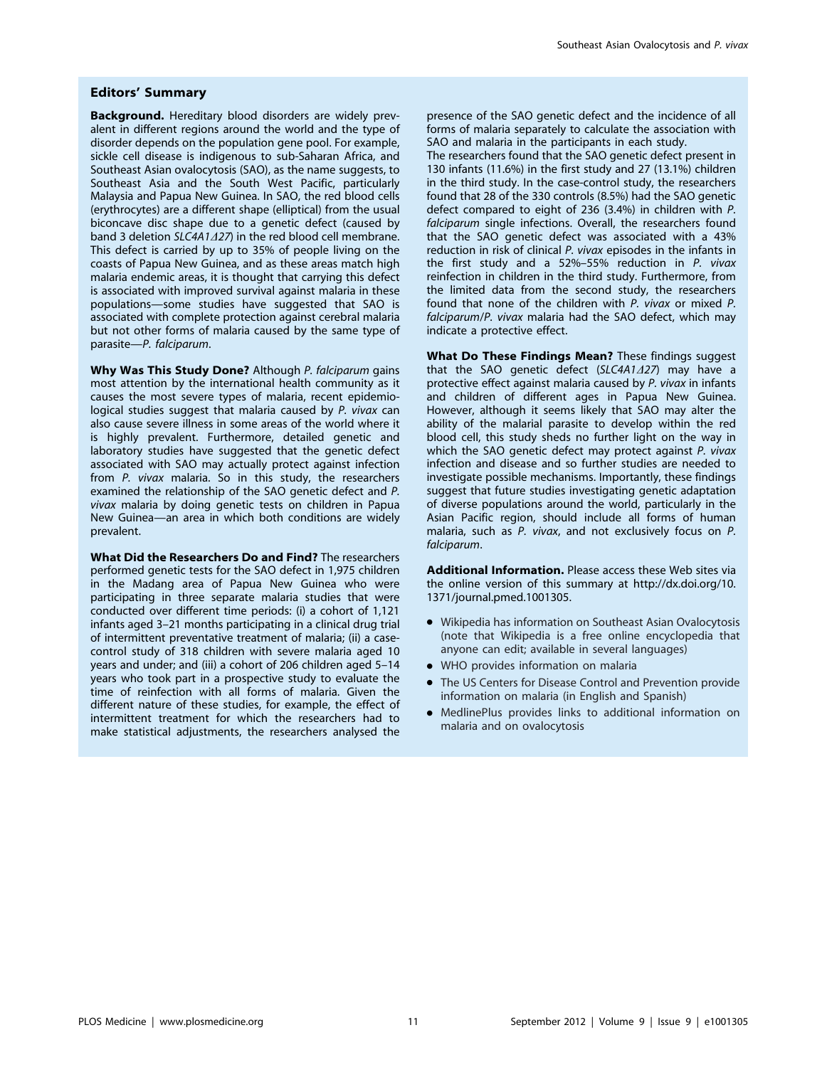## Editors' Summary

**Background.** Hereditary blood disorders are widely prevalent in different regions around the world and the type of disorder depends on the population gene pool. For example, sickle cell disease is indigenous to sub-Saharan Africa, and Southeast Asian ovalocytosis (SAO), as the name suggests, to Southeast Asia and the South West Pacific, particularly Malaysia and Papua New Guinea. In SAO, the red blood cells (erythrocytes) are a different shape (elliptical) from the usual biconcave disc shape due to a genetic defect (caused by band 3 deletion *SLC4A1Δ27*) in the red blood cell membrane. This defect is carried by up to 35% of people living on the coasts of Papua New Guinea, and as these areas match high malaria endemic areas, it is thought that carrying this defect is associated with improved survival against malaria in these populations—some studies have suggested that SAO is associated with complete protection against cerebral malaria but not other forms of malaria caused by the same type of parasite—*P. falciparum*.

**Why Was This Study Done?** Although *P. falciparum* gains most attention by the international health community as it causes the most severe types of malaria, recent epidemiological studies suggest that malaria caused by *P. vivax* can also cause severe illness in some areas of the world where it is highly prevalent. Furthermore, detailed genetic and laboratory studies have suggested that the genetic defect associated with SAO may actually protect against infection from *P. vivax* malaria. So in this study, the researchers examined the relationship of the SAO genetic defect and *P. vivax* malaria by doing genetic tests on children in Papua New Guinea—an area in which both conditions are widely prevalent.

**What Did the Researchers Do and Find?** The researchers performed genetic tests for the SAO defect in 1,975 children in the Madang area of Papua New Guinea who were participating in three separate malaria studies that were conducted over different time periods: (i) a cohort of 1,121 infants aged 3–21 months participating in a clinical drug trial of intermittent preventative treatment of malaria; (ii) a case-control study of 318 children with severe malaria aged 10 years and under; and (iii) a cohort of 206 children aged 5–14 years who took part in a prospective study to evaluate the time of reinfection with all forms of malaria. Given the different nature of these studies, for example, the effect of intermittent treatment for which the researchers had to make statistical adjustments, the researchers analysed the presence of the SAO genetic defect and the incidence of all forms of malaria separately to calculate the association with SAO and malaria in the participants in each study.

The researchers found that the SAO genetic defect present in 130 infants (11.6%) in the first study and 27 (13.1%) children in the third study. In the case-control study, the researchers found that 28 of the 330 controls (8.5%) had the SAO genetic defect compared to eight of 236 (3.4%) in children with *P. falciparum* single infections. Overall, the researchers found that the SAO genetic defect was associated with a 43% reduction in risk of clinical *P. vivax* episodes in the infants in the first study and a 52%–55% reduction in *P. vivax* reinfection in children in the third study. Furthermore, from the limited data from the second study, the researchers found that none of the children with *P. vivax* or mixed *P. falciparum*/*P. vivax* malaria had the SAO defect, which may indicate a protective effect.

**What Do These Findings Mean?** These findings suggest that the SAO genetic defect (*SLC4A1Δ27*) may have a protective effect against malaria caused by *P. vivax* in infants and children of different ages in Papua New Guinea. However, although it seems likely that SAO may alter the ability of the malarial parasite to develop within the red blood cell, this study sheds no further light on the way in which the SAO genetic defect may protect against *P. vivax* infection and disease and so further studies are needed to investigate possible mechanisms. Importantly, these findings suggest that future studies investigating genetic adaptation of diverse populations around the world, particularly in the Asian Pacific region, should include all forms of human malaria, such as *P. vivax*, and not exclusively focus on *P. falciparum*.

**Additional Information.** Please access these Web sites via the online version of this summary at http://dx.doi.org/10.1371/journal.pmed.1001305.

- Wikipedia has information on Southeast Asian Ovalocytosis (note that Wikipedia is a free online encyclopedia that anyone can edit; available in several languages)
- WHO provides information on malaria
- The US Centers for Disease Control and Prevention provide information on malaria (in English and Spanish)
- MedlinePlus provides links to additional information on malaria and on ovalocytosis